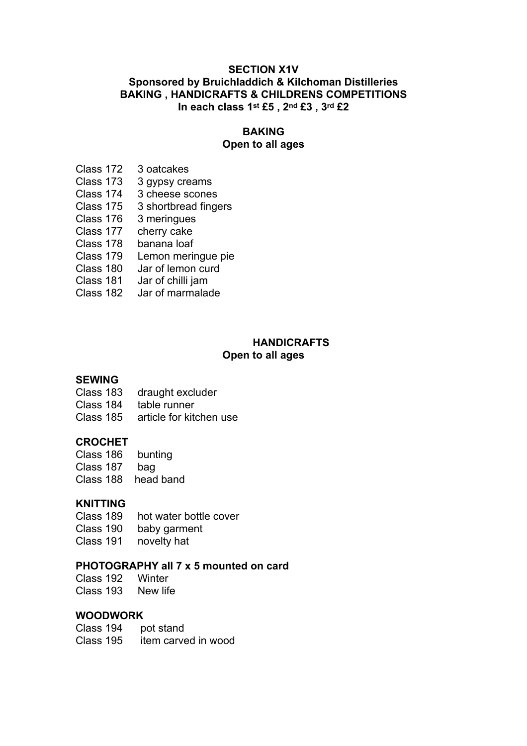# SECTION X1V

**Sponsored by Bruichladdich & Kilchoman Distilleries**

**BAKING , HANDICRAFTS & CHILDRENS COMPETITIONS**

**In each class 1st £5 , 2nd £3 , 3rd £2**

## BAKING

**Open to all ages**

Class 172 3 oatcakes
Class 173 3 gypsy creams
Class 174 3 cheese scones
Class 175 3 shortbread fingers
Class 176 3 meringues
Class 177 cherry cake
Class 178 banana loaf
Class 179 Lemon meringue pie
Class 180 Jar of lemon curd
Class 181 Jar of chilli jam
Class 182 Jar of marmalade

## HANDICRAFTS

**Open to all ages**

### SEWING

Class 183 draught excluder
Class 184 table runner
Class 185 article for kitchen use

### CROCHET

Class 186 bunting
Class 187 bag
Class 188 head band

### KNITTING

Class 189 hot water bottle cover
Class 190 baby garment
Class 191 novelty hat

### PHOTOGRAPHY all 7 x 5 mounted on card

Class 192 Winter
Class 193 New life

### WOODWORK

Class 194 pot stand
Class 195 item carved in wood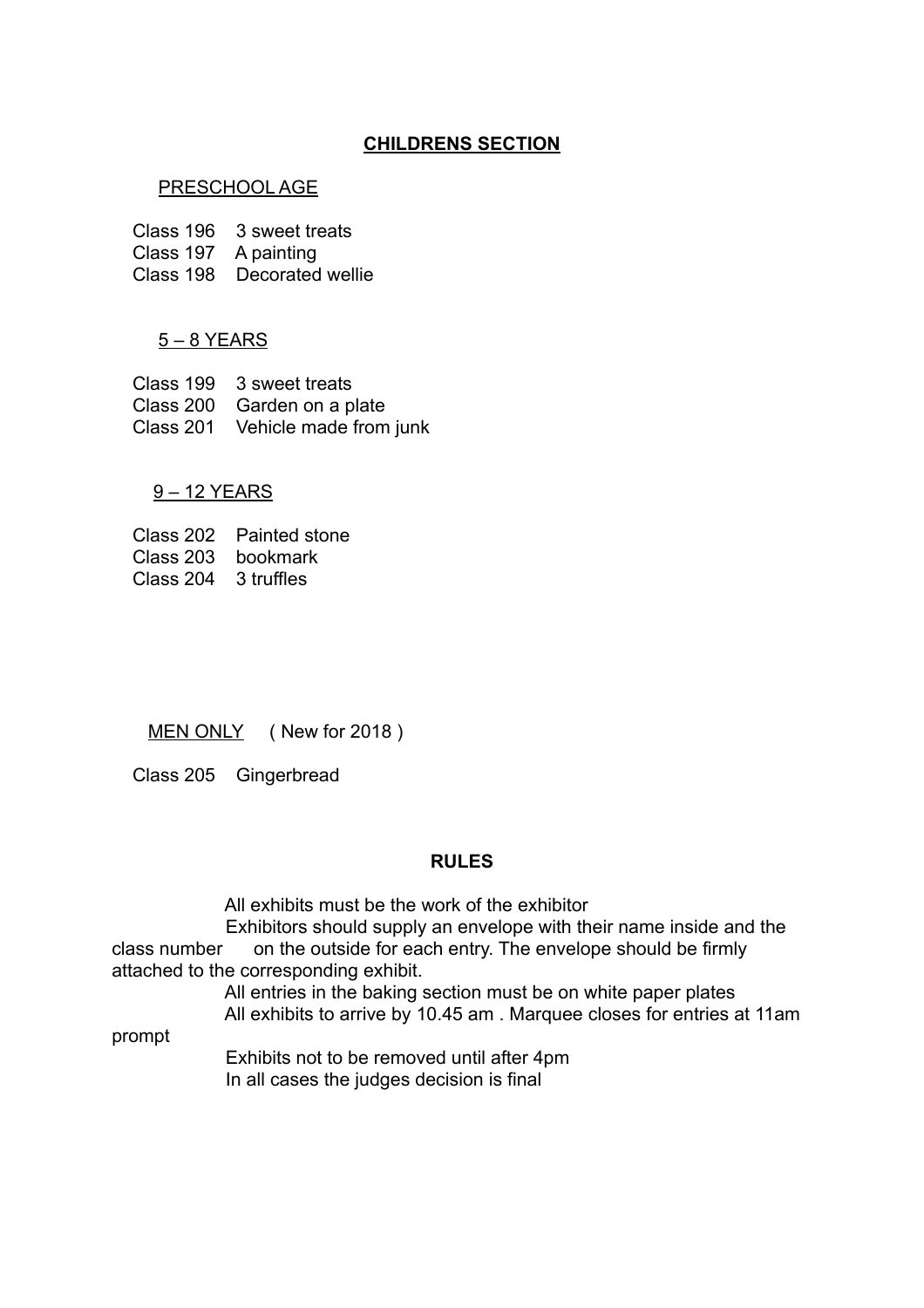## **CHILDRENS SECTION**

### PRESCHOOL AGE

Class 196 3 sweet treats
Class 197 A painting
Class 198 Decorated wellie

### 5 – 8 YEARS

Class 199 3 sweet treats
Class 200 Garden on a plate
Class 201 Vehicle made from junk

### 9 – 12 YEARS

Class 202 Painted stone
Class 203 bookmark
Class 204 3 truffles

### MEN ONLY ( New for 2018 )

Class 205 Gingerbread

## **RULES**

All exhibits must be the work of the exhibitor

Exhibitors should supply an envelope with their name inside and the class number on the outside for each entry. The envelope should be firmly attached to the corresponding exhibit.

All entries in the baking section must be on white paper plates

All exhibits to arrive by 10.45 am . Marquee closes for entries at 11am prompt

Exhibits not to be removed until after 4pm

In all cases the judges decision is final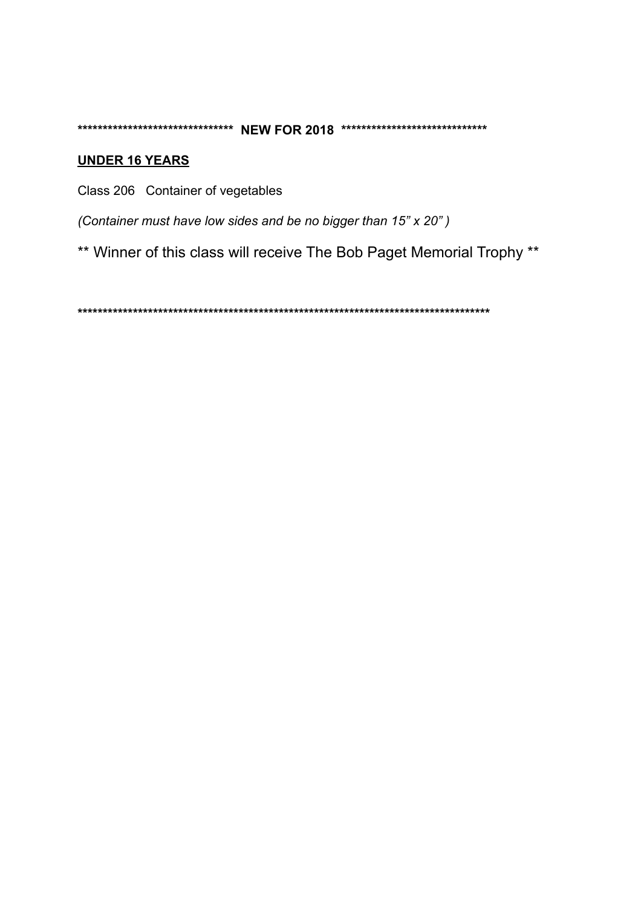**\*\*\*\*\*\*\*\*\*\*\*\*\*\*\*\*\*\*\*\*\*\*\*\*\*\*\*\*\*\*\*\*\* NEW FOR 2018 \*\*\*\*\*\*\*\*\*\*\*\*\*\*\*\*\*\*\*\*\*\*\*\*\*\*\*\*\*\***

**UNDER 16 YEARS**

Class 206 Container of vegetables

*(Container must have low sides and be no bigger than 15" x 20" )*

** Winner of this class will receive The Bob Paget Memorial Trophy **

**\*\*\*\*\*\*\*\*\*\*\*\*\*\*\*\*\*\*\*\*\*\*\*\*\*\*\*\*\*\*\*\*\*\*\*\*\*\*\*\*\*\*\*\*\*\*\*\*\*\*\*\*\*\*\*\*\*\*\*\*\*\*\*\*\*\*\*\*\*\*\*\*\*\*\*\*\*\*\*\*\*\*\*\***